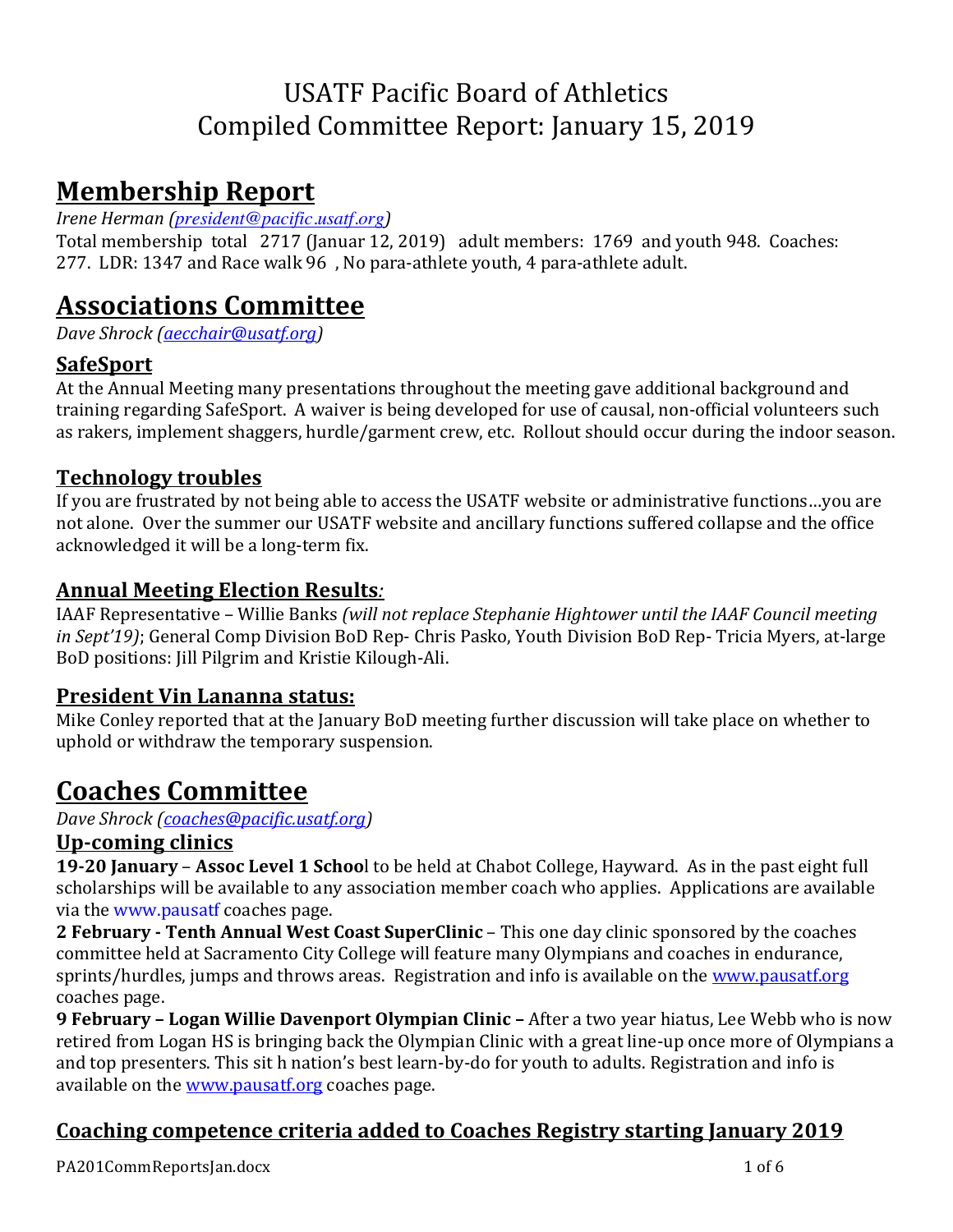# USATF Pacific Board of Athletics
# Compiled Committee Report: January 15, 2019

## Membership Report

*Irene Herman (president@pacific.usatf.org)*

Total membership total 2717 (Januar 12, 2019) adult members: 1769 and youth 948. Coaches: 277. LDR: 1347 and Race walk 96 , No para-athlete youth, 4 para-athlete adult.

## Associations Committee

*Dave Shrock (aecchair@usatf.org)*

### SafeSport

At the Annual Meeting many presentations throughout the meeting gave additional background and training regarding SafeSport. A waiver is being developed for use of causal, non-official volunteers such as rakers, implement shaggers, hurdle/garment crew, etc. Rollout should occur during the indoor season.

### Technology troubles

If you are frustrated by not being able to access the USATF website or administrative functions…you are not alone. Over the summer our USATF website and ancillary functions suffered collapse and the office acknowledged it will be a long-term fix.

### Annual Meeting Election Results*:*

IAAF Representative – Willie Banks *(will not replace Stephanie Hightower until the IAAF Council meeting in Sept'19)*; General Comp Division BoD Rep- Chris Pasko, Youth Division BoD Rep- Tricia Myers, at-large BoD positions: Jill Pilgrim and Kristie Kilough-Ali.

### President Vin Lananna status:

Mike Conley reported that at the January BoD meeting further discussion will take place on whether to uphold or withdraw the temporary suspension.

## Coaches Committee

*Dave Shrock (coaches@pacific.usatf.org)*

### Up-coming clinics

**19-20 January** – **Assoc Level 1 Schoo**l to be held at Chabot College, Hayward. As in the past eight full scholarships will be available to any association member coach who applies. Applications are available via the www.pausatf coaches page.

**2 February - Tenth Annual West Coast SuperClinic** – This one day clinic sponsored by the coaches committee held at Sacramento City College will feature many Olympians and coaches in endurance, sprints/hurdles, jumps and throws areas. Registration and info is available on the www.pausatf.org coaches page.

**9 February – Logan Willie Davenport Olympian Clinic –** After a two year hiatus, Lee Webb who is now retired from Logan HS is bringing back the Olympian Clinic with a great line-up once more of Olympians a and top presenters. This sit h nation's best learn-by-do for youth to adults. Registration and info is available on the www.pausatf.org coaches page.

### Coaching competence criteria added to Coaches Registry starting January 2019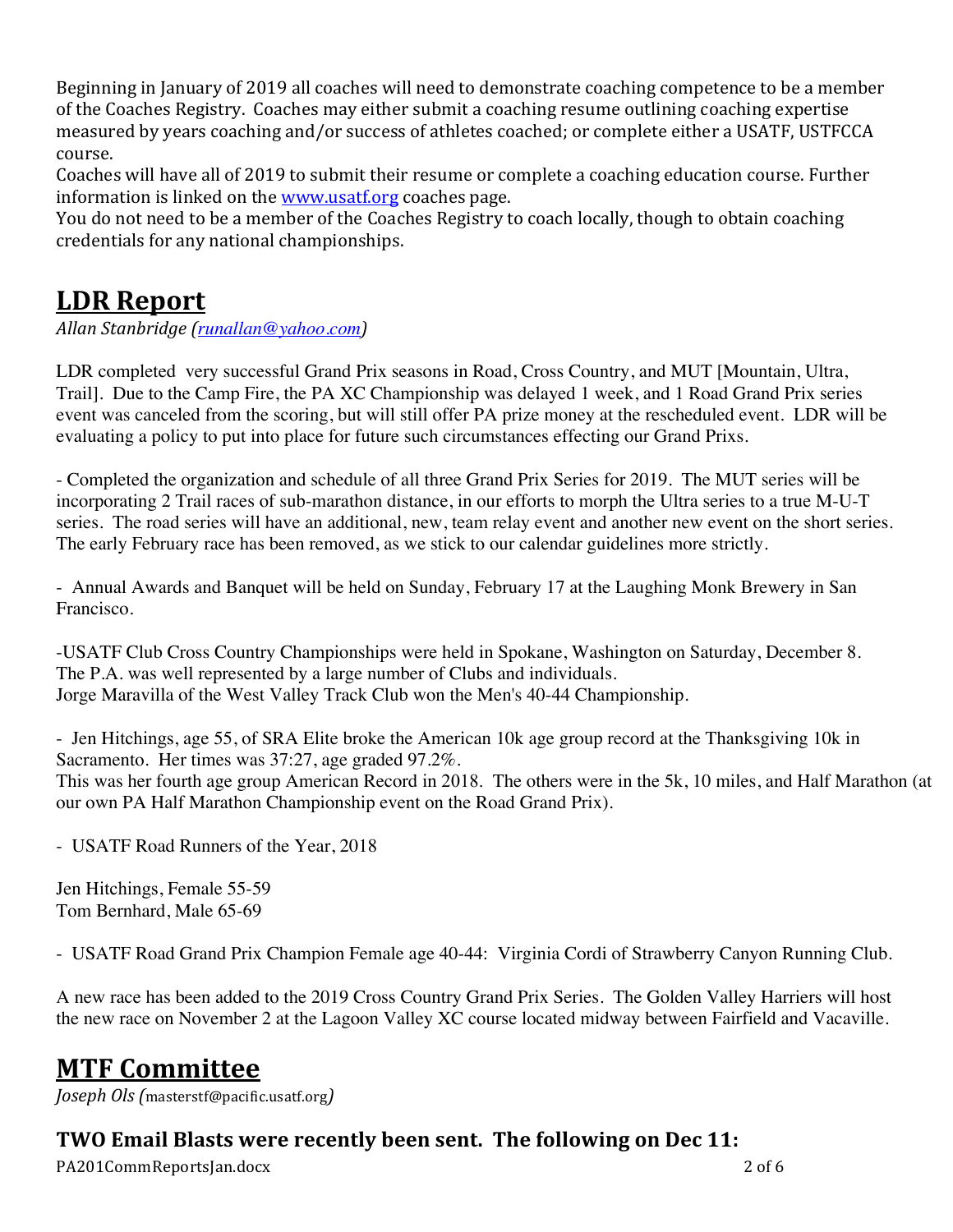Beginning in January of 2019 all coaches will need to demonstrate coaching competence to be a member of the Coaches Registry. Coaches may either submit a coaching resume outlining coaching expertise measured by years coaching and/or success of athletes coached; or complete either a USATF, USTFCCA course.
Coaches will have all of 2019 to submit their resume or complete a coaching education course. Further information is linked on the www.usatf.org coaches page.
You do not need to be a member of the Coaches Registry to coach locally, though to obtain coaching credentials for any national championships.

# LDR Report

*Allan Stanbridge (runallan@yahoo.com)*

LDR completed very successful Grand Prix seasons in Road, Cross Country, and MUT [Mountain, Ultra, Trail]. Due to the Camp Fire, the PA XC Championship was delayed 1 week, and 1 Road Grand Prix series event was canceled from the scoring, but will still offer PA prize money at the rescheduled event. LDR will be evaluating a policy to put into place for future such circumstances effecting our Grand Prixs.

- Completed the organization and schedule of all three Grand Prix Series for 2019. The MUT series will be incorporating 2 Trail races of sub-marathon distance, in our efforts to morph the Ultra series to a true M-U-T series. The road series will have an additional, new, team relay event and another new event on the short series. The early February race has been removed, as we stick to our calendar guidelines more strictly.

- Annual Awards and Banquet will be held on Sunday, February 17 at the Laughing Monk Brewery in San Francisco.

-USATF Club Cross Country Championships were held in Spokane, Washington on Saturday, December 8.
The P.A. was well represented by a large number of Clubs and individuals.
Jorge Maravilla of the West Valley Track Club won the Men's 40-44 Championship.

- Jen Hitchings, age 55, of SRA Elite broke the American 10k age group record at the Thanksgiving 10k in Sacramento. Her times was 37:27, age graded 97.2%.
This was her fourth age group American Record in 2018. The others were in the 5k, 10 miles, and Half Marathon (at our own PA Half Marathon Championship event on the Road Grand Prix).

- USATF Road Runners of the Year, 2018

Jen Hitchings, Female 55-59
Tom Bernhard, Male 65-69

- USATF Road Grand Prix Champion Female age 40-44: Virginia Cordi of Strawberry Canyon Running Club.

A new race has been added to the 2019 Cross Country Grand Prix Series. The Golden Valley Harriers will host the new race on November 2 at the Lagoon Valley XC course located midway between Fairfield and Vacaville.

# MTF Committee

*Joseph Ols (masterstf@pacific.usatf.org)*

### TWO Email Blasts were recently been sent. The following on Dec 11: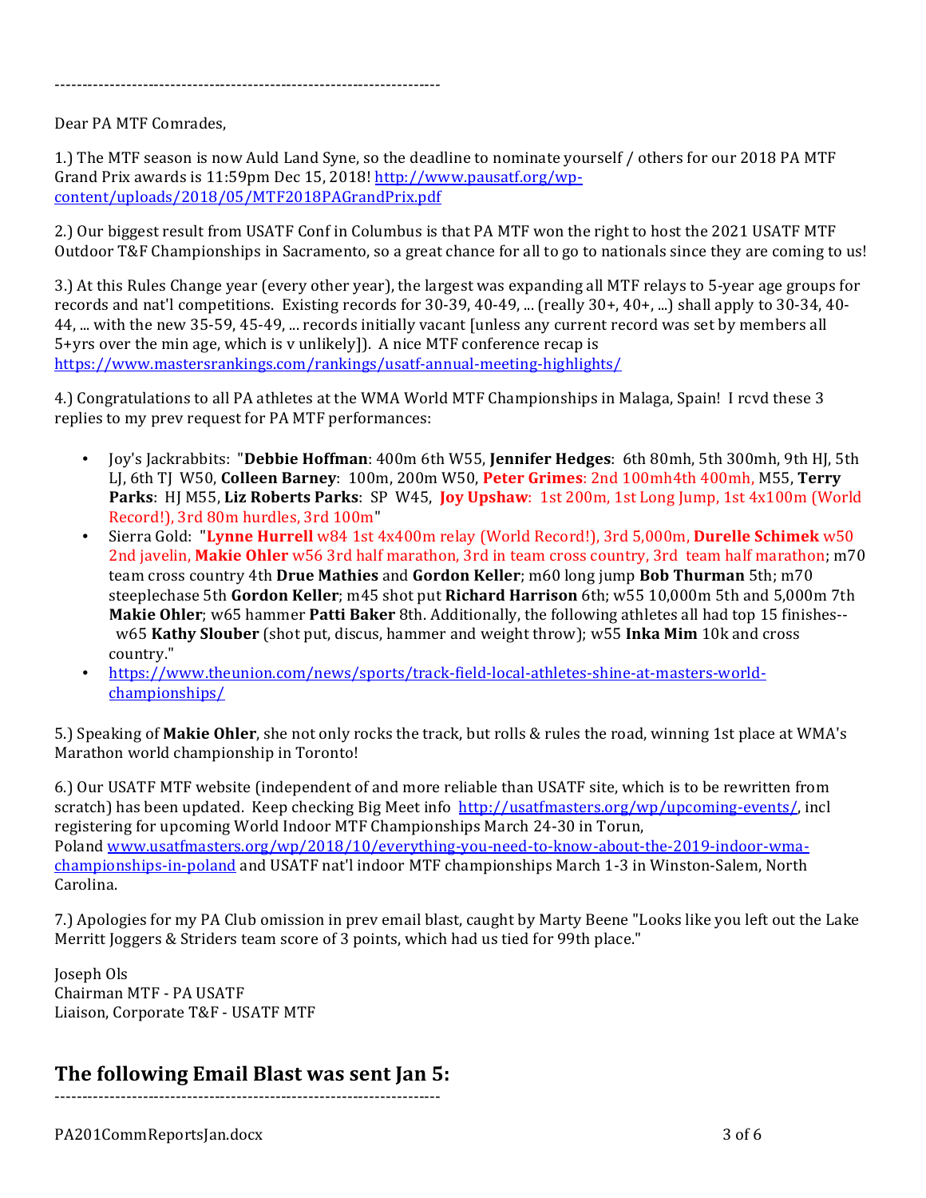----------------------------------------------------------------------

Dear PA MTF Comrades,

1.) The MTF season is now Auld Land Syne, so the deadline to nominate yourself / others for our 2018 PA MTF Grand Prix awards is 11:59pm Dec 15, 2018! [http://www.pausatf.org/wp-content/uploads/2018/05/MTF2018PAGrandPrix.pdf](http://www.pausatf.org/wp-content/uploads/2018/05/MTF2018PAGrandPrix.pdf)

2.) Our biggest result from USATF Conf in Columbus is that PA MTF won the right to host the 2021 USATF MTF Outdoor T&F Championships in Sacramento, so a great chance for all to go to nationals since they are coming to us!

3.) At this Rules Change year (every other year), the largest was expanding all MTF relays to 5-year age groups for records and nat'l competitions. Existing records for 30-39, 40-49, ... (really 30+, 40+, ...) shall apply to 30-34, 40-44, ... with the new 35-59, 45-49, ... records initially vacant [unless any current record was set by members all 5+yrs over the min age, which is v unlikely]). A nice MTF conference recap is [https://www.mastersrankings.com/rankings/usatf-annual-meeting-highlights/](https://www.mastersrankings.com/rankings/usatf-annual-meeting-highlights/)

4.) Congratulations to all PA athletes at the WMA World MTF Championships in Malaga, Spain! I rcvd these 3 replies to my prev request for PA MTF performances:

- Joy's Jackrabbits: "**Debbie Hoffman**: 400m 6th W55, **Jennifer Hedges**: 6th 80mh, 5th 300mh, 9th HJ, 5th LJ, 6th TJ W50, **Colleen Barney**: 100m, 200m W50, **Peter Grimes**: 2nd 100mh4th 400mh, M55, **Terry Parks**: HJ M55, **Liz Roberts Parks**: SP W45, **Joy Upshaw**: 1st 200m, 1st Long Jump, 1st 4x100m (World Record!), 3rd 80m hurdles, 3rd 100m"
- Sierra Gold: "**Lynne Hurrell** w84 1st 4x400m relay (World Record!), 3rd 5,000m, **Durelle Schimek** w50 2nd javelin, **Makie Ohler** w56 3rd half marathon, 3rd in team cross country, 3rd team half marathon; m70 team cross country 4th **Drue Mathies** and **Gordon Keller**; m60 long jump **Bob Thurman** 5th; m70 steeplechase 5th **Gordon Keller**; m45 shot put **Richard Harrison** 6th; w55 10,000m 5th and 5,000m 7th **Makie Ohler**; w65 hammer **Patti Baker** 8th. Additionally, the following athletes all had top 15 finishes-- w65 **Kathy Slouber** (shot put, discus, hammer and weight throw); w55 **Inka Mim** 10k and cross country."
- [https://www.theunion.com/news/sports/track-field-local-athletes-shine-at-masters-world-championships/](https://www.theunion.com/news/sports/track-field-local-athletes-shine-at-masters-world-championships/)

5.) Speaking of **Makie Ohler**, she not only rocks the track, but rolls & rules the road, winning 1st place at WMA's Marathon world championship in Toronto!

6.) Our USATF MTF website (independent of and more reliable than USATF site, which is to be rewritten from scratch) has been updated. Keep checking Big Meet info [http://usatfmasters.org/wp/upcoming-events/](http://usatfmasters.org/wp/upcoming-events/), incl registering for upcoming World Indoor MTF Championships March 24-30 in Torun, Poland [www.usatfmasters.org/wp/2018/10/everything-you-need-to-know-about-the-2019-indoor-wma-championships-in-poland](www.usatfmasters.org/wp/2018/10/everything-you-need-to-know-about-the-2019-indoor-wma-championships-in-poland) and USATF nat'l indoor MTF championships March 1-3 in Winston-Salem, North Carolina.

7.) Apologies for my PA Club omission in prev email blast, caught by Marty Beene "Looks like you left out the Lake Merritt Joggers & Striders team score of 3 points, which had us tied for 99th place."

Joseph Ols
Chairman MTF - PA USATF
Liaison, Corporate T&F - USATF MTF

## The following Email Blast was sent Jan 5:

----------------------------------------------------------------------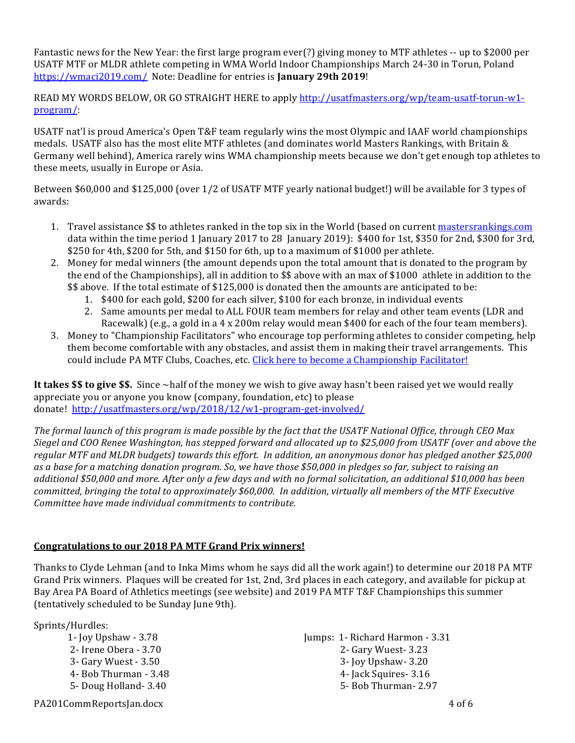Fantastic news for the New Year: the first large program ever(?) giving money to MTF athletes -- up to $2000 per USATF MTF or MLDR athlete competing in WMA World Indoor Championships March 24-30 in Torun, Poland https://wmaci2019.com/ Note: Deadline for entries is **January 29th 2019**!

READ MY WORDS BELOW, OR GO STRAIGHT HERE to apply http://usatfmasters.org/wp/team-usatf-torun-w1-program/:

USATF nat'l is proud America's Open T&F team regularly wins the most Olympic and IAAF world championships medals. USATF also has the most elite MTF athletes (and dominates world Masters Rankings, with Britain & Germany well behind), America rarely wins WMA championship meets because we don't get enough top athletes to these meets, usually in Europe or Asia.

Between $60,000 and $125,000 (over 1/2 of USATF MTF yearly national budget!) will be available for 3 types of awards:

1. Travel assistance $$ to athletes ranked in the top six in the World (based on current mastersrankings.com data within the time period 1 January 2017 to 28 January 2019): $400 for 1st, $350 for 2nd, $300 for 3rd, $250 for 4th, $200 for 5th, and $150 for 6th, up to a maximum of $1000 per athlete.
2. Money for medal winners (the amount depends upon the total amount that is donated to the program by the end of the Championships), all in addition to $$ above with an max of $1000 athlete in addition to the $$ above. If the total estimate of $125,000 is donated then the amounts are anticipated to be:
   1. $400 for each gold, $200 for each silver, $100 for each bronze, in individual events
   2. Same amounts per medal to ALL FOUR team members for relay and other team events (LDR and Racewalk) (e.g., a gold in a 4 x 200m relay would mean $400 for each of the four team members).
3. Money to "Championship Facilitators" who encourage top performing athletes to consider competing, help them become comfortable with any obstacles, and assist them in making their travel arrangements. This could include PA MTF Clubs, Coaches, etc. Click here to become a Championship Facilitator!

**It takes $$ to give $$.** Since ~half of the money we wish to give away hasn't been raised yet we would really appreciate you or anyone you know (company, foundation, etc) to please donate! http://usatfmasters.org/wp/2018/12/w1-program-get-involved/

*The formal launch of this program is made possible by the fact that the USATF National Office, through CEO Max Siegel and COO Renee Washington, has stepped forward and allocated up to $25,000 from USATF (over and above the regular MTF and MLDR budgets) towards this effort. In addition, an anonymous donor has pledged another $25,000 as a base for a matching donation program. So, we have those $50,000 in pledges so far, subject to raising an additional $50,000 and more. After only a few days and with no formal solicitation, an additional $10,000 has been committed, bringing the total to approximately $60,000. In addition, virtually all members of the MTF Executive Committee have made individual commitments to contribute.*

**Congratulations to our 2018 PA MTF Grand Prix winners!**

Thanks to Clyde Lehman (and to Inka Mims whom he says did all the work again!) to determine our 2018 PA MTF Grand Prix winners. Plaques will be created for 1st, 2nd, 3rd places in each category, and available for pickup at Bay Area PA Board of Athletics meetings (see website) and 2019 PA MTF T&F Championships this summer (tentatively scheduled to be Sunday June 9th).

Sprints/Hurdles:
- 1- Joy Upshaw - 3.78
- 2- Irene Obera - 3.70
- 3- Gary Wuest - 3.50
- 4- Bob Thurman - 3.48
- 5- Doug Holland- 3.40

Jumps:
- 1- Richard Harmon - 3.31
- 2- Gary Wuest- 3.23
- 3- Joy Upshaw- 3.20
- 4- Jack Squires- 3.16
- 5- Bob Thurman- 2.97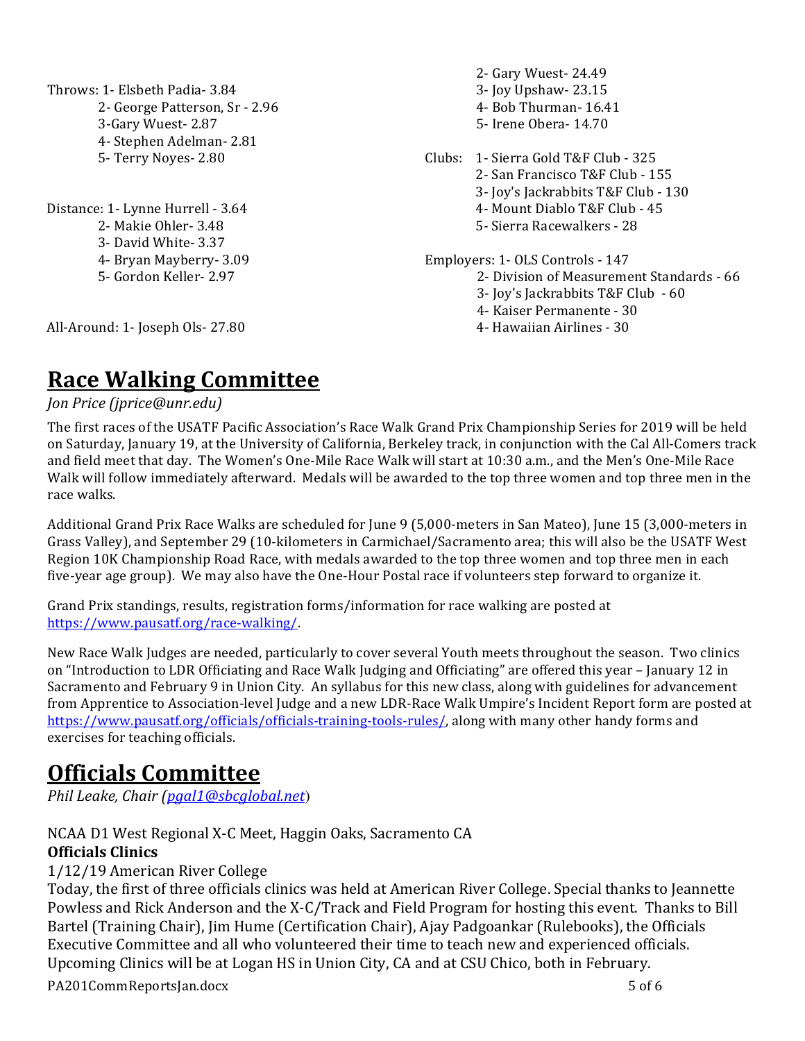Throws: 1- Elsbeth Padia- 3.84
2- George Patterson, Sr - 2.96
3-Gary Wuest- 2.87
4- Stephen Adelman- 2.81
5- Terry Noyes- 2.80

Distance: 1- Lynne Hurrell - 3.64
2- Makie Ohler- 3.48
3- David White- 3.37
4- Bryan Mayberry- 3.09
5- Gordon Keller- 2.97

All-Around: 1- Joseph Ols- 27.80
2- Gary Wuest- 24.49
3- Joy Upshaw- 23.15
4- Bob Thurman- 16.41
5- Irene Obera- 14.70

Clubs: 1- Sierra Gold T&F Club - 325
2- San Francisco T&F Club - 155
3- Joy's Jackrabbits T&F Club - 130
4- Mount Diablo T&F Club - 45
5- Sierra Racewalkers - 28

Employers: 1- OLS Controls - 147
2- Division of Measurement Standards - 66
3- Joy's Jackrabbits T&F Club - 60
4- Kaiser Permanente - 30
4- Hawaiian Airlines - 30

# Race Walking Committee

*Jon Price (jprice@unr.edu)*

The first races of the USATF Pacific Association's Race Walk Grand Prix Championship Series for 2019 will be held on Saturday, January 19, at the University of California, Berkeley track, in conjunction with the Cal All-Comers track and field meet that day. The Women's One-Mile Race Walk will start at 10:30 a.m., and the Men's One-Mile Race Walk will follow immediately afterward. Medals will be awarded to the top three women and top three men in the race walks.

Additional Grand Prix Race Walks are scheduled for June 9 (5,000-meters in San Mateo), June 15 (3,000-meters in Grass Valley), and September 29 (10-kilometers in Carmichael/Sacramento area; this will also be the USATF West Region 10K Championship Road Race, with medals awarded to the top three women and top three men in each five-year age group). We may also have the One-Hour Postal race if volunteers step forward to organize it.

Grand Prix standings, results, registration forms/information for race walking are posted at https://www.pausatf.org/race-walking/.

New Race Walk Judges are needed, particularly to cover several Youth meets throughout the season. Two clinics on "Introduction to LDR Officiating and Race Walk Judging and Officiating" are offered this year – January 12 in Sacramento and February 9 in Union City. An syllabus for this new class, along with guidelines for advancement from Apprentice to Association-level Judge and a new LDR-Race Walk Umpire's Incident Report form are posted at https://www.pausatf.org/officials/officials-training-tools-rules/, along with many other handy forms and exercises for teaching officials.

# Officials Committee

*Phil Leake, Chair (pgal1@sbcglobal.net)*

NCAA D1 West Regional X-C Meet, Haggin Oaks, Sacramento CA

**Officials Clinics**

1/12/19 American River College

Today, the first of three officials clinics was held at American River College. Special thanks to Jeannette Powless and Rick Anderson and the X-C/Track and Field Program for hosting this event. Thanks to Bill Bartel (Training Chair), Jim Hume (Certification Chair), Ajay Padgoankar (Rulebooks), the Officials Executive Committee and all who volunteered their time to teach new and experienced officials. Upcoming Clinics will be at Logan HS in Union City, CA and at CSU Chico, both in February.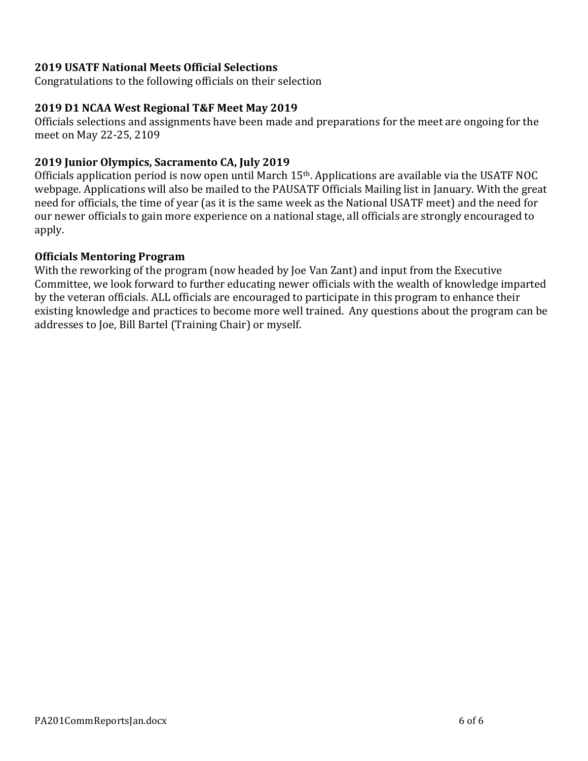**2019 USATF National Meets Official Selections**

Congratulations to the following officials on their selection

**2019 D1 NCAA West Regional T&F Meet May 2019**

Officials selections and assignments have been made and preparations for the meet are ongoing for the meet on May 22-25, 2109

**2019 Junior Olympics, Sacramento CA, July 2019**

Officials application period is now open until March 15th. Applications are available via the USATF NOC webpage. Applications will also be mailed to the PAUSATF Officials Mailing list in January. With the great need for officials, the time of year (as it is the same week as the National USATF meet) and the need for our newer officials to gain more experience on a national stage, all officials are strongly encouraged to apply.

**Officials Mentoring Program**

With the reworking of the program (now headed by Joe Van Zant) and input from the Executive Committee, we look forward to further educating newer officials with the wealth of knowledge imparted by the veteran officials. ALL officials are encouraged to participate in this program to enhance their existing knowledge and practices to become more well trained. Any questions about the program can be addresses to Joe, Bill Bartel (Training Chair) or myself.